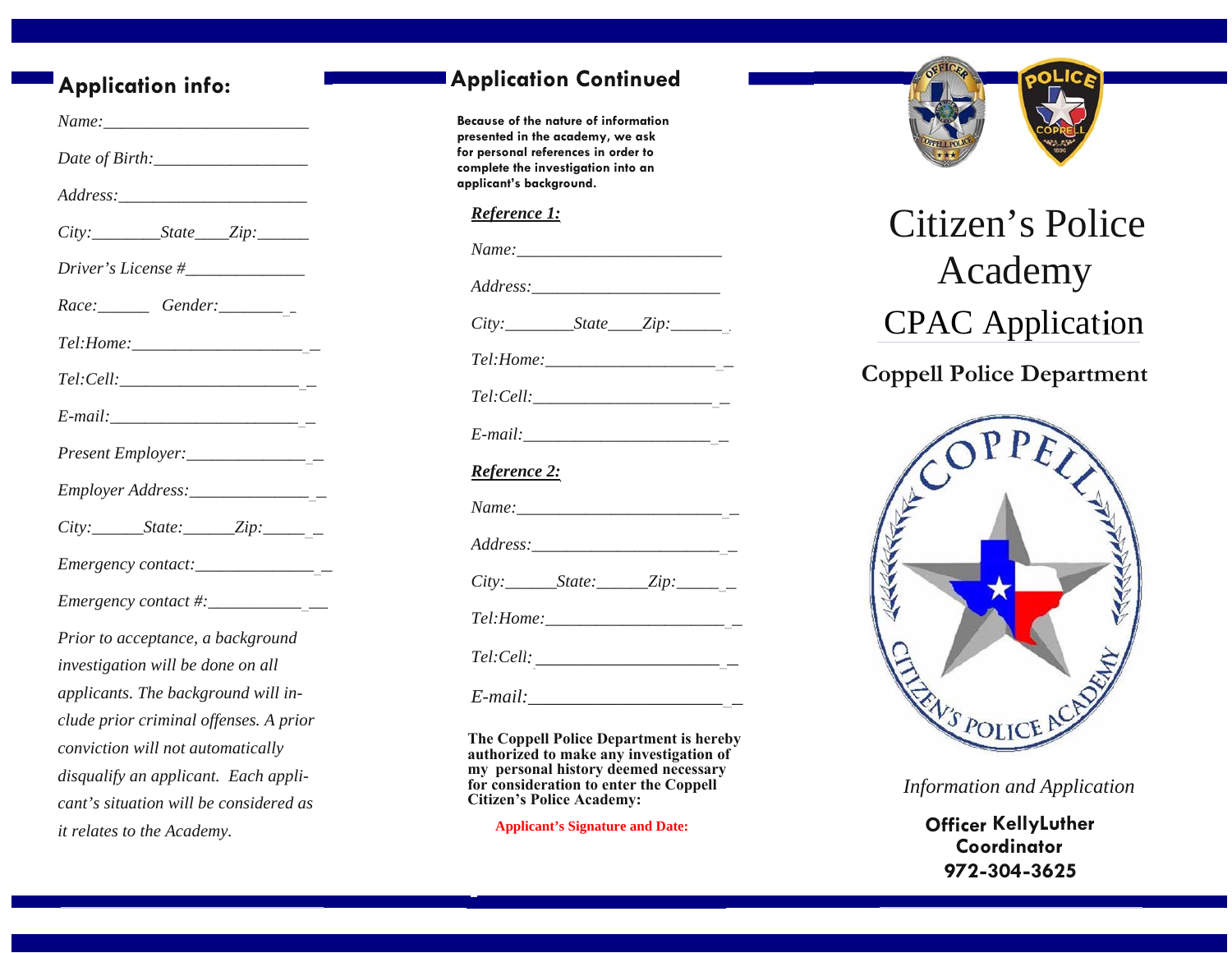## Application info:

*Name:*________________________

*Date of Birth:*__________________

*Address:*______________________

*City:*________*State*____*Zip:*______

*Driver's License #*______________

*Race:*______ *Gender:*________

*Tel:Home:*______________________

*Tel:Cell:*______________________

*E-mail:*_______________________

*Present Employer:*________________

*Employer Address:*________________

*City:*______*State:*______*Zip:*______

*Emergency contact:*_______________

*Emergency contact #:*_____________

*Prior to acceptance, a background investigation will be done on all applicants. The background will include prior criminal offenses. A prior conviction will not automatically disqualify an applicant. Each applicant's situation will be considered as it relates to the Academy.*

## Application Continued

**Because of the nature of information presented in the academy, we ask for personal references in order to complete the investigation into an applicant's background.**

***Reference 1:***

*Name:*________________________

*Address:*______________________

*City:*________*State*____*Zip:*______

*Tel:Home:*_____________________

*Tel:Cell:*______________________

*E-mail:*_______________________

***Reference 2:***

*Name:*________________________

*Address:*______________________

*City:*______*State:*______*Zip:*______

*Tel:Home:*_____________________

*Tel:Cell:*______________________

*E-mail:*_______________________

**The Coppell Police Department is hereby authorized to make any investigation of my personal history deemed necessary for consideration to enter the Coppell Citizen's Police Academy:**

**Applicant's Signature and Date:**

# Citizen's Police Academy

## CPAC Application

### Coppell Police Department

*Information and Application*

**Officer KellyLuther**
**Coordinator**
**972-304-3625**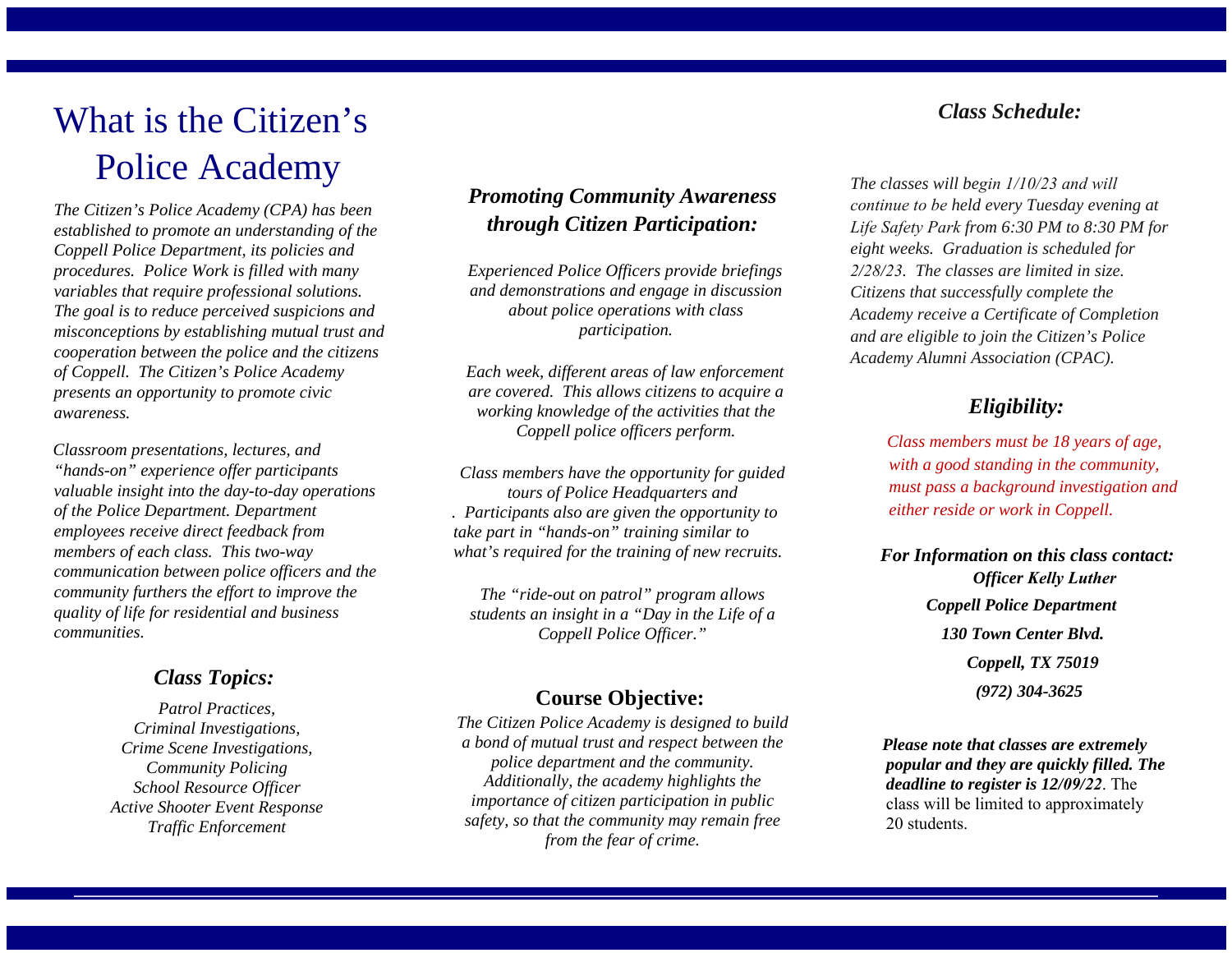# What is the Citizen's Police Academy

*The Citizen's Police Academy (CPA) has been established to promote an understanding of the Coppell Police Department, its policies and procedures. Police Work is filled with many variables that require professional solutions. The goal is to reduce perceived suspicions and misconceptions by establishing mutual trust and cooperation between the police and the citizens of Coppell. The Citizen's Police Academy presents an opportunity to promote civic awareness.*

*Classroom presentations, lectures, and "hands-on" experience offer participants valuable insight into the day-to-day operations of the Police Department. Department employees receive direct feedback from members of each class. This two-way communication between police officers and the community furthers the effort to improve the quality of life for residential and business communities.*

## *Class Topics:*

*Patrol Practices,*
*Criminal Investigations,*
*Crime Scene Investigations,*
*Community Policing*
*School Resource Officer*
*Active Shooter Event Response*
*Traffic Enforcement*

## *Promoting Community Awareness through Citizen Participation:*

*Experienced Police Officers provide briefings and demonstrations and engage in discussion about police operations with class participation.*

*Each week, different areas of law enforcement are covered. This allows citizens to acquire a working knowledge of the activities that the Coppell police officers perform.*

*Class members have the opportunity for guided tours of Police Headquarters and . Participants also are given the opportunity to take part in "hands-on" training similar to what's required for the training of new recruits.*

*The "ride-out on patrol" program allows students an insight in a "Day in the Life of a Coppell Police Officer."*

## Course Objective:

*The Citizen Police Academy is designed to build a bond of mutual trust and respect between the police department and the community. Additionally, the academy highlights the importance of citizen participation in public safety, so that the community may remain free from the fear of crime.*

## *Class Schedule:*

*The classes will begin 1/10/23 and will continue to be held every Tuesday evening at Life Safety Park from 6:30 PM to 8:30 PM for eight weeks. Graduation is scheduled for 2/28/23. The classes are limited in size. Citizens that successfully complete the Academy receive a Certificate of Completion and are eligible to join the Citizen's Police Academy Alumni Association (CPAC).*

## *Eligibility:*

*Class members must be 18 years of age, with a good standing in the community, must pass a background investigation and either reside or work in Coppell.*

***For Information on this class contact:***

***Officer Kelly Luther***
***Coppell Police Department***
***130 Town Center Blvd.***
***Coppell, TX 75019***
***(972) 304-3625***

***Please note that classes are extremely popular and they are quickly filled. The deadline to register is 12/09/22***. The class will be limited to approximately 20 students.